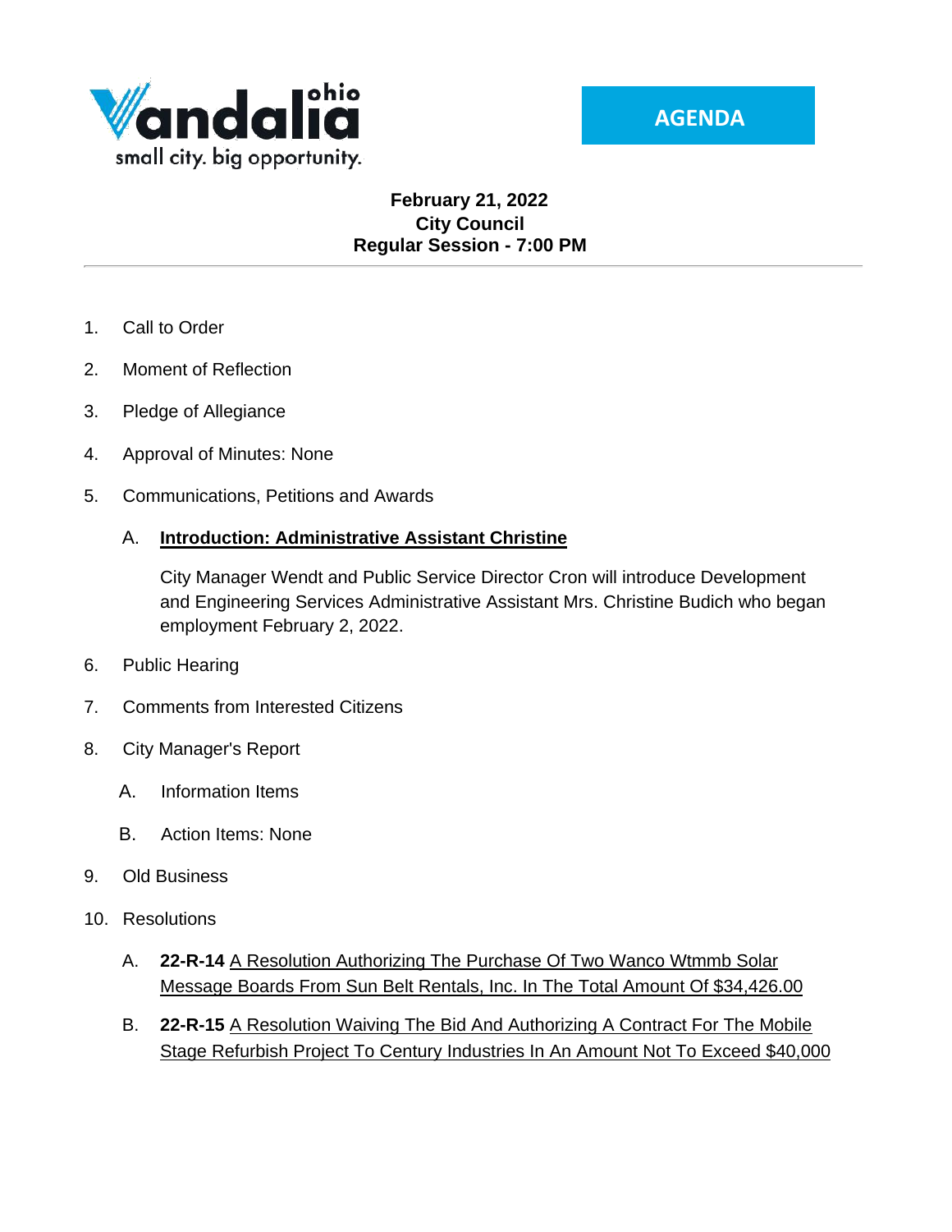Vandalia ohio
small city. big opportunity.

**AGENDA**

**February 21, 2022**
**City Council**
**Regular Session - 7:00 PM**

---

1. Call to Order
2. Moment of Reflection
3. Pledge of Allegiance
4. Approval of Minutes: None
5. Communications, Petitions and Awards

   A. **Introduction: Administrative Assistant Christine**

   City Manager Wendt and Public Service Director Cron will introduce Development and Engineering Services Administrative Assistant Mrs. Christine Budich who began employment February 2, 2022.

6. Public Hearing
7. Comments from Interested Citizens
8. City Manager's Report

   A. Information Items

   B. Action Items: None

9. Old Business
10. Resolutions

   A. **22-R-14** A Resolution Authorizing The Purchase Of Two Wanco Wtmmb Solar Message Boards From Sun Belt Rentals, Inc. In The Total Amount Of $34,426.00

   B. **22-R-15** A Resolution Waiving The Bid And Authorizing A Contract For The Mobile Stage Refurbish Project To Century Industries In An Amount Not To Exceed $40,000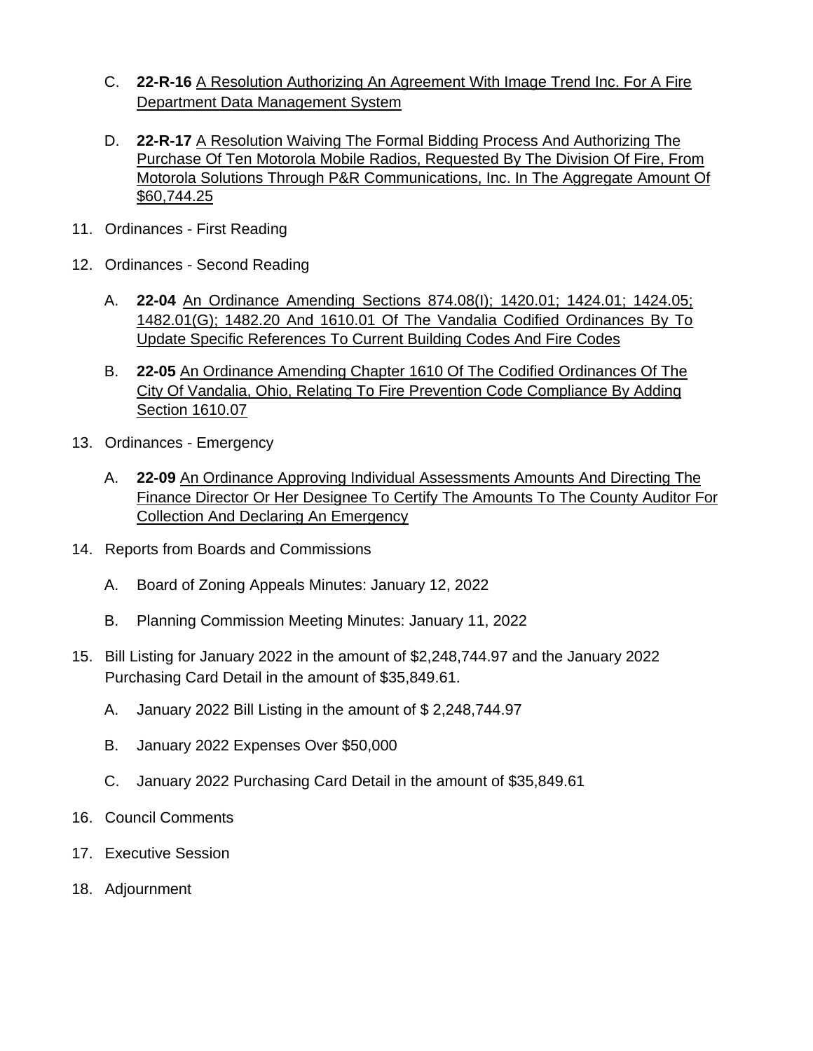C. **22-R-16** A Resolution Authorizing An Agreement With Image Trend Inc. For A Fire Department Data Management System

D. **22-R-17** A Resolution Waiving The Formal Bidding Process And Authorizing The Purchase Of Ten Motorola Mobile Radios, Requested By The Division Of Fire, From Motorola Solutions Through P&R Communications, Inc. In The Aggregate Amount Of $60,744.25

11. Ordinances - First Reading

12. Ordinances - Second Reading

    A. **22-04** An Ordinance Amending Sections 874.08(I); 1420.01; 1424.01; 1424.05; 1482.01(G); 1482.20 And 1610.01 Of The Vandalia Codified Ordinances By To Update Specific References To Current Building Codes And Fire Codes

    B. **22-05** An Ordinance Amending Chapter 1610 Of The Codified Ordinances Of The City Of Vandalia, Ohio, Relating To Fire Prevention Code Compliance By Adding Section 1610.07

13. Ordinances - Emergency

    A. **22-09** An Ordinance Approving Individual Assessments Amounts And Directing The Finance Director Or Her Designee To Certify The Amounts To The County Auditor For Collection And Declaring An Emergency

14. Reports from Boards and Commissions

    A. Board of Zoning Appeals Minutes: January 12, 2022

    B. Planning Commission Meeting Minutes: January 11, 2022

15. Bill Listing for January 2022 in the amount of $2,248,744.97 and the January 2022 Purchasing Card Detail in the amount of $35,849.61.

    A. January 2022 Bill Listing in the amount of $ 2,248,744.97

    B. January 2022 Expenses Over $50,000

    C. January 2022 Purchasing Card Detail in the amount of $35,849.61

16. Council Comments

17. Executive Session

18. Adjournment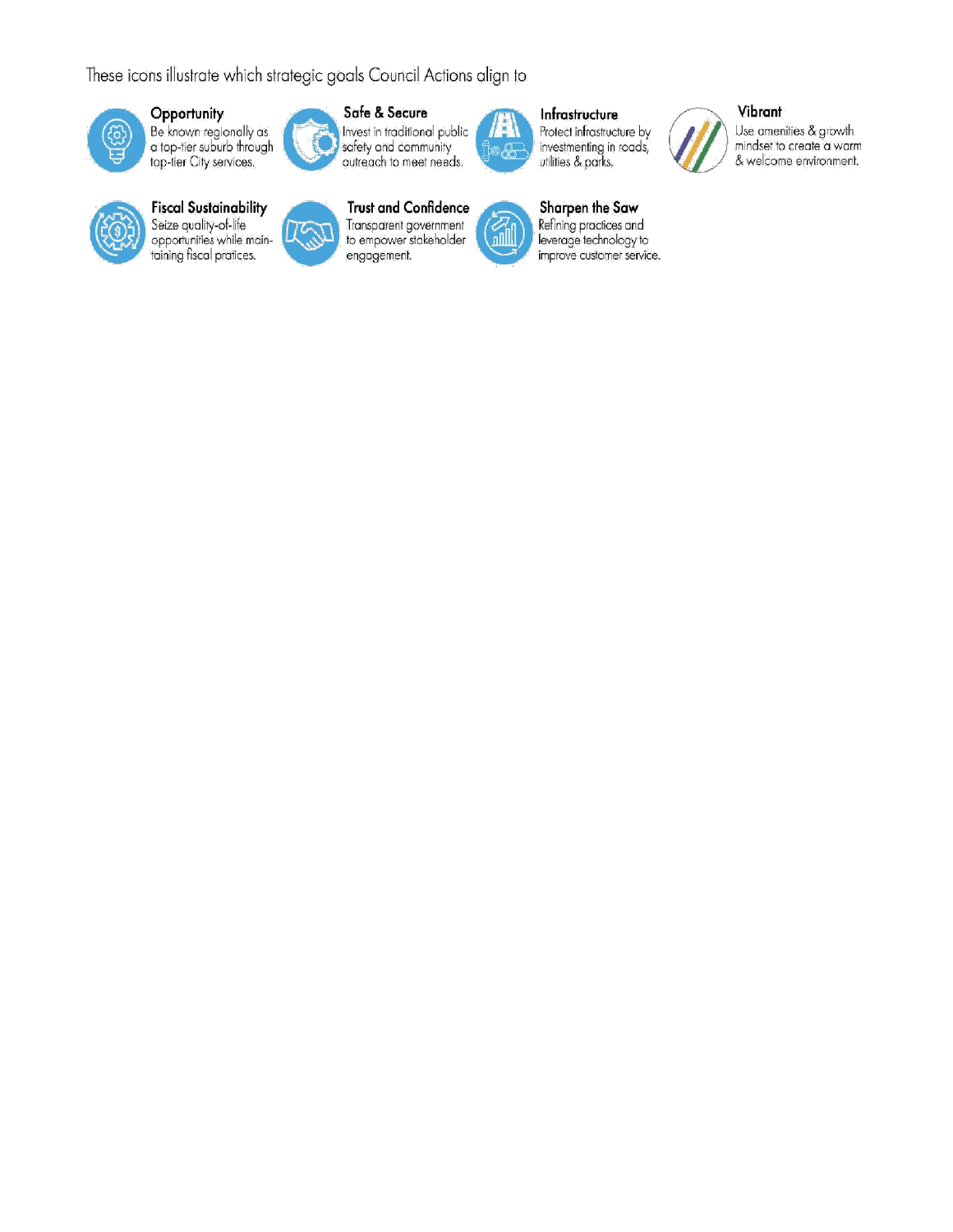These icons illustrate which strategic goals Council Actions align to

**Opportunity**
Be known regionally as a top-tier suburb through top-tier City services.

**Safe & Secure**
Invest in traditional public safety and community outreach to meet needs.

**Infrastructure**
Protect infrastructure by investmenting in roads, utilities & parks.

**Vibrant**
Use amenities & growth mindset to create a warm & welcome environment.

**Fiscal Sustainability**
Seize quality-of-life opportunities while maintaining fiscal pratices.

**Trust and Confidence**
Transparent government to empower stakeholder engagement.

**Sharpen the Saw**
Refining practices and leverage technology to improve customer service.